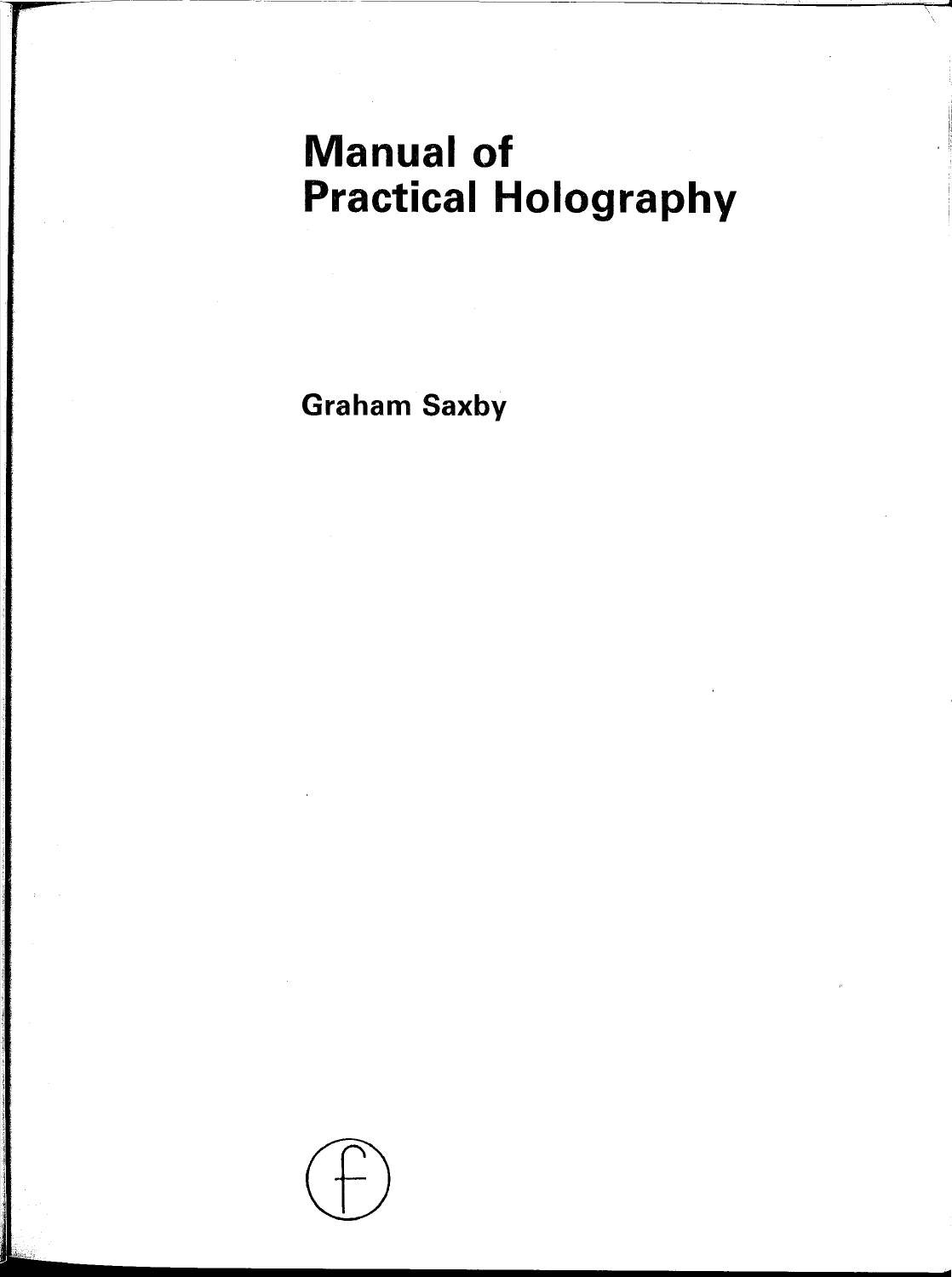# Manual of Practical Holography

Graham Saxby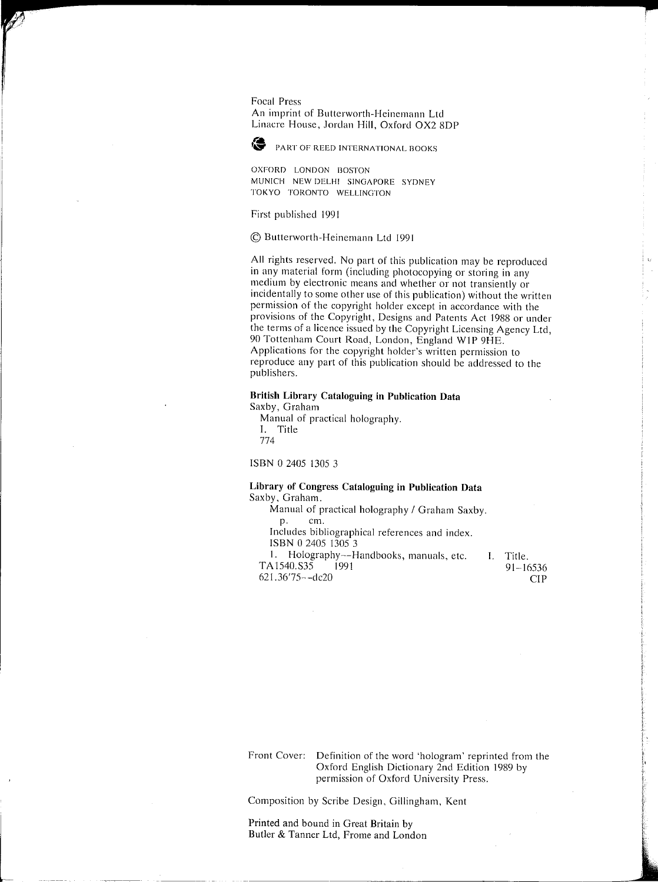Focal Press
An imprint of Butterworth-Heinemann Ltd
Linacre House, Jordan Hill, Oxford OX2 8DP

PART OF REED INTERNATIONAL BOOKS

OXFORD LONDON BOSTON
MUNICH NEW DELHI SINGAPORE SYDNEY
TOKYO TORONTO WELLINGTON

First published 1991

© Butterworth-Heinemann Ltd 1991

All rights reserved. No part of this publication may be reproduced in any material form (including photocopying or storing in any medium by electronic means and whether or not transiently or incidentally to some other use of this publication) without the written permission of the copyright holder except in accordance with the provisions of the Copyright, Designs and Patents Act 1988 or under the terms of a licence issued by the Copyright Licensing Agency Ltd, 90 Tottenham Court Road, London, England W1P 9HE. Applications for the copyright holder's written permission to reproduce any part of this publication should be addressed to the publishers.

**British Library Cataloguing in Publication Data**

Saxby, Graham
Manual of practical holography.
I. Title
774

ISBN 0 2405 1305 3

**Library of Congress Cataloguing in Publication Data**

Saxby, Graham.
Manual of practical holography / Graham Saxby.
p. cm.
Includes bibliographical references and index.
ISBN 0 2405 1305 3
1. Holography--Handbooks, manuals, etc. I. Title.
TA1540.S35 1991 91–16536
621.36′75--dc20 CIP

Front Cover: Definition of the word 'hologram' reprinted from the Oxford English Dictionary 2nd Edition 1989 by permission of Oxford University Press.

Composition by Scribe Design, Gillingham, Kent

Printed and bound in Great Britain by
Butler & Tanner Ltd, Frome and London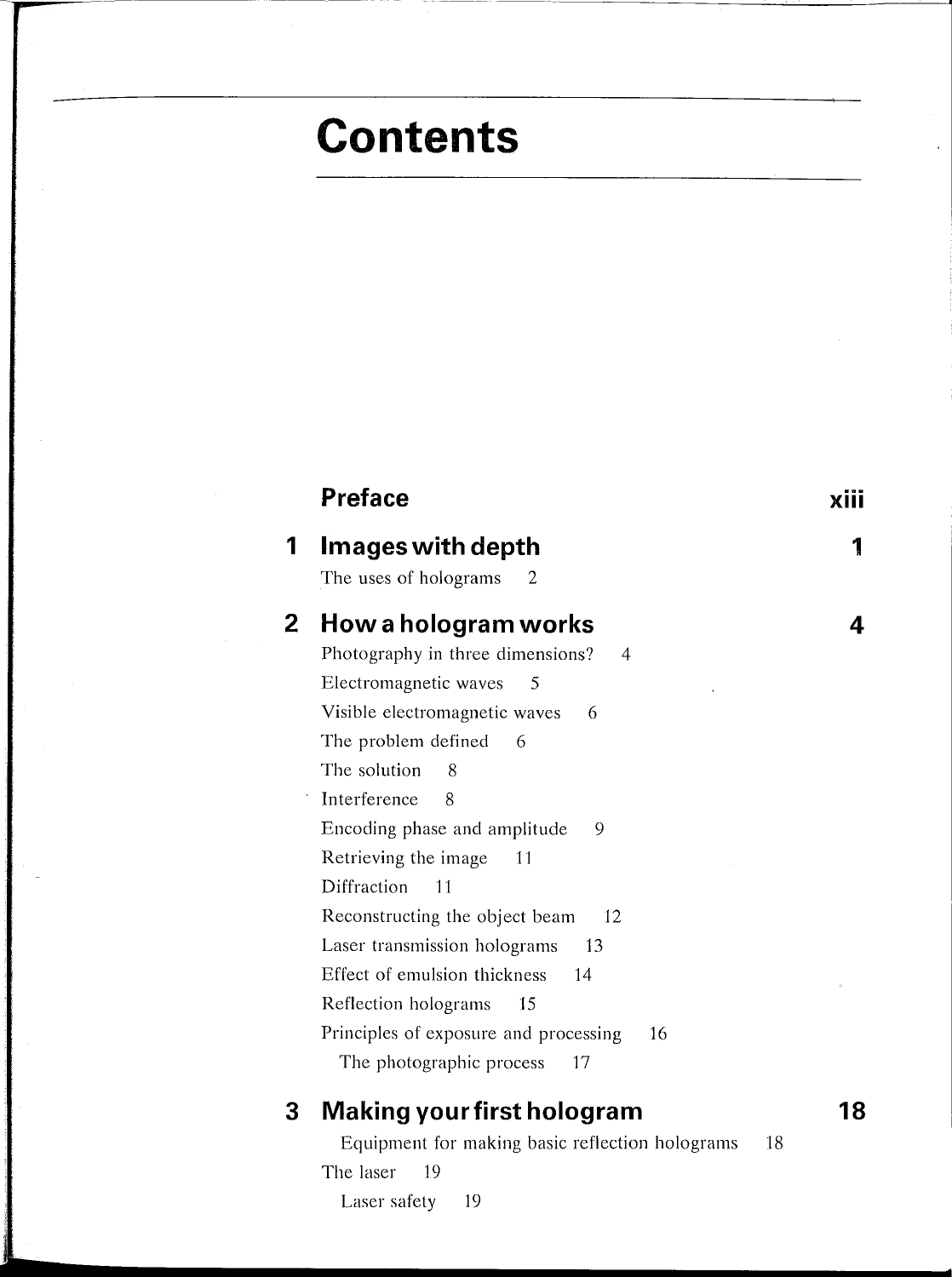# Contents

| | | |
|---|---|---|
| | **Preface** | **xiii** |
| **1** | **Images with depth** | **1** |
| | The uses of holograms 2 | |
| **2** | **How a hologram works** | **4** |
| | Photography in three dimensions? 4 | |
| | Electromagnetic waves 5 | |
| | Visible electromagnetic waves 6 | |
| | The problem defined 6 | |
| | The solution 8 | |
| | Interference 8 | |
| | Encoding phase and amplitude 9 | |
| | Retrieving the image 11 | |
| | Diffraction 11 | |
| | Reconstructing the object beam 12 | |
| | Laser transmission holograms 13 | |
| | Effect of emulsion thickness 14 | |
| | Reflection holograms 15 | |
| | Principles of exposure and processing 16 | |
| | The photographic process 17 | |
| **3** | **Making your first hologram** | **18** |
| | Equipment for making basic reflection holograms 18 | |
| | The laser 19 | |
| | Laser safety 19 | |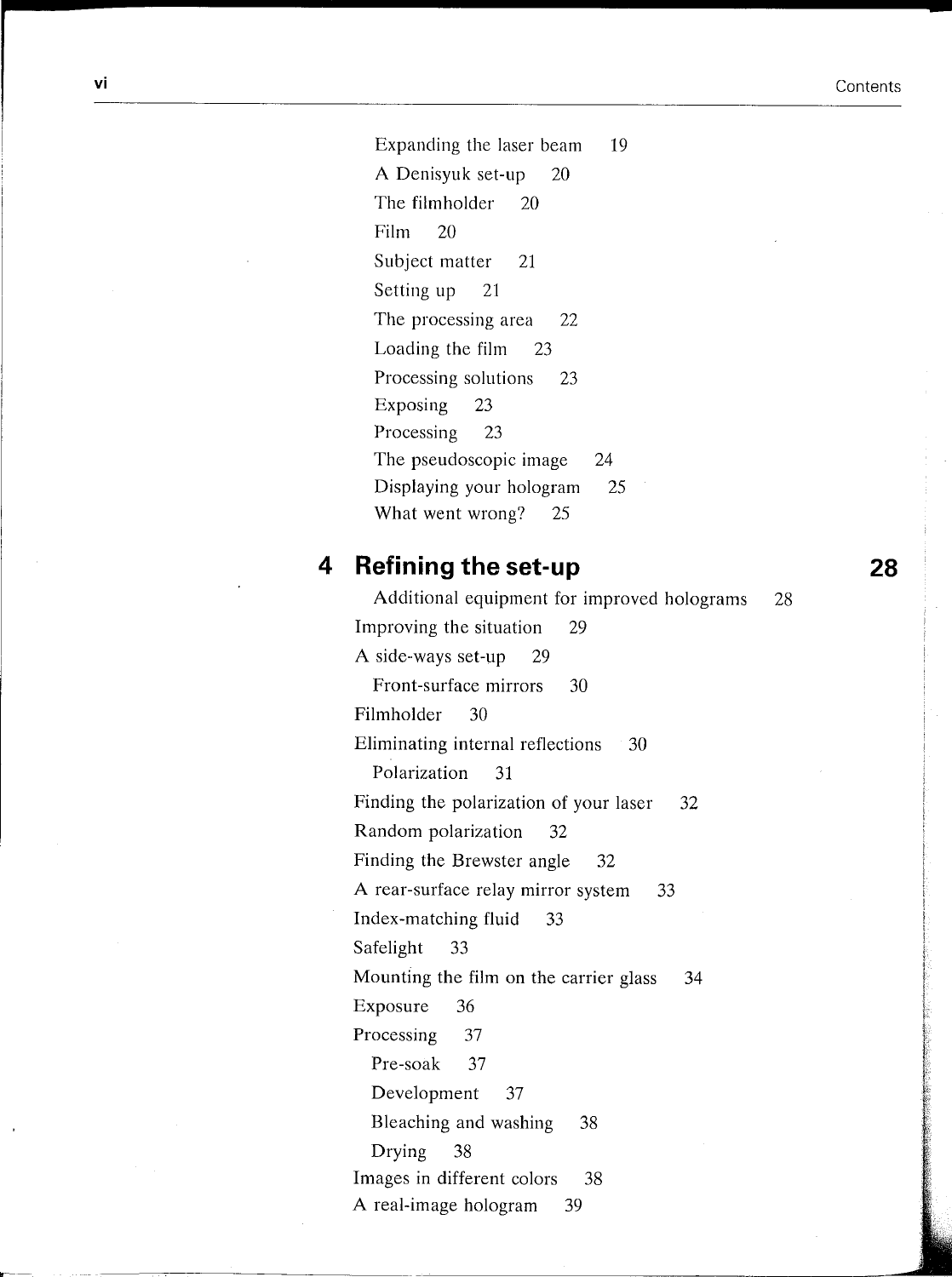Expanding the laser beam 19
A Denisyuk set-up 20
The filmholder 20
Film 20
Subject matter 21
Setting up 21
The processing area 22
Loading the film 23
Processing solutions 23
Exposing 23
Processing 23
The pseudoscopic image 24
Displaying your hologram 25
What went wrong? 25

## 4 Refining the set-up 28

Additional equipment for improved holograms 28

Improving the situation 29

A side-ways set-up 29

- Front-surface mirrors 30

Filmholder 30

Eliminating internal reflections 30

- Polarization 31

Finding the polarization of your laser 32

Random polarization 32

Finding the Brewster angle 32

A rear-surface relay mirror system 33

Index-matching fluid 33

Safelight 33

Mounting the film on the carrier glass 34

Exposure 36

Processing 37

- Pre-soak 37
- Development 37
- Bleaching and washing 38
- Drying 38

Images in different colors 38

A real-image hologram 39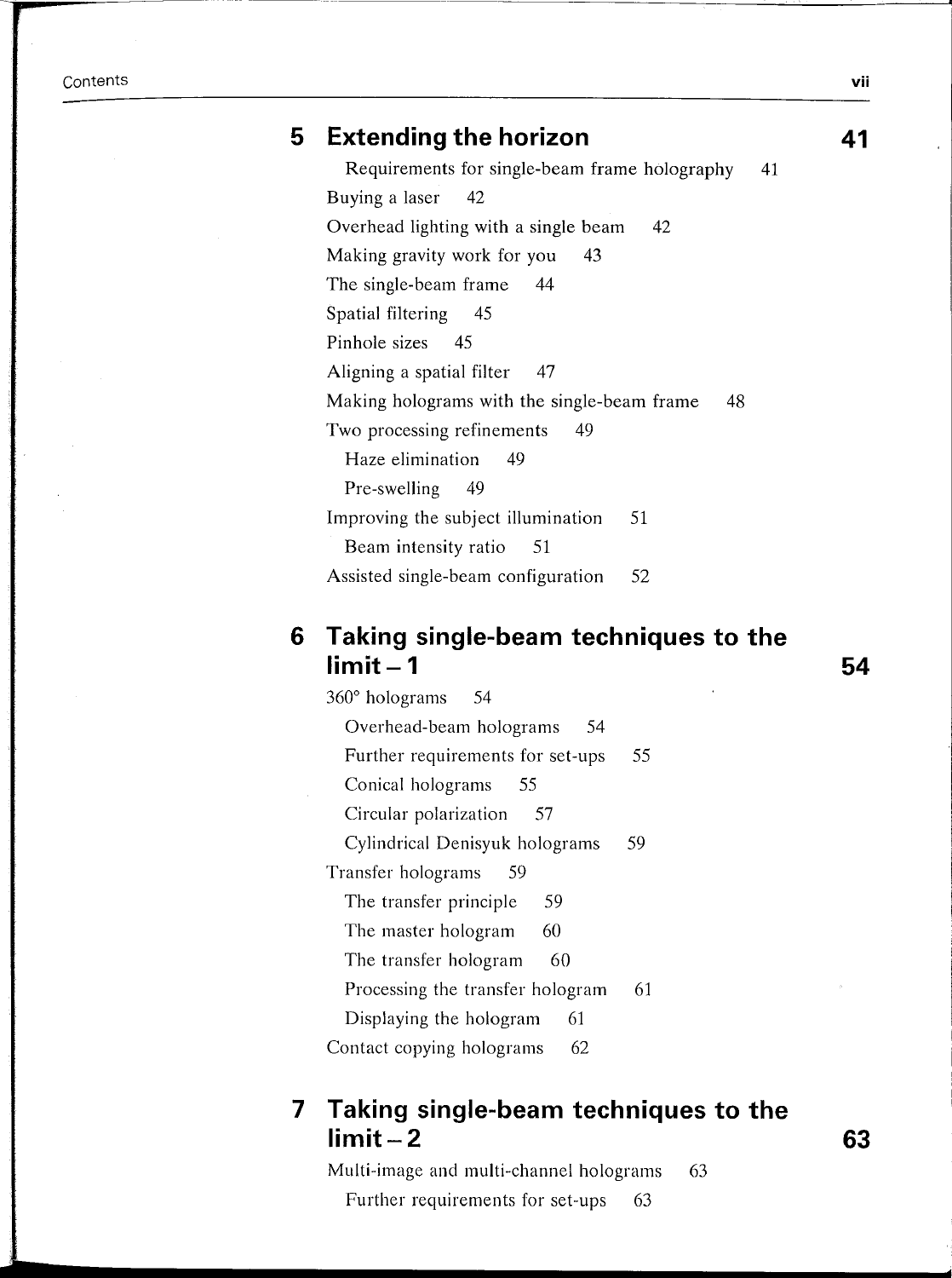## 5 Extending the horizon 41

Requirements for single-beam frame holography 41

Buying a laser 42

Overhead lighting with a single beam 42

Making gravity work for you 43

The single-beam frame 44

Spatial filtering 45

Pinhole sizes 45

Aligning a spatial filter 47

Making holograms with the single-beam frame 48

Two processing refinements 49

- Haze elimination 49
- Pre-swelling 49

Improving the subject illumination 51

- Beam intensity ratio 51

Assisted single-beam configuration 52

## 6 Taking single-beam techniques to the limit – 1 54

360° holograms 54

- Overhead-beam holograms 54
- Further requirements for set-ups 55
- Conical holograms 55
- Circular polarization 57
- Cylindrical Denisyuk holograms 59

Transfer holograms 59

- The transfer principle 59
- The master hologram 60
- The transfer hologram 60
- Processing the transfer hologram 61
- Displaying the hologram 61

Contact copying holograms 62

## 7 Taking single-beam techniques to the limit – 2 63

Multi-image and multi-channel holograms 63

- Further requirements for set-ups 63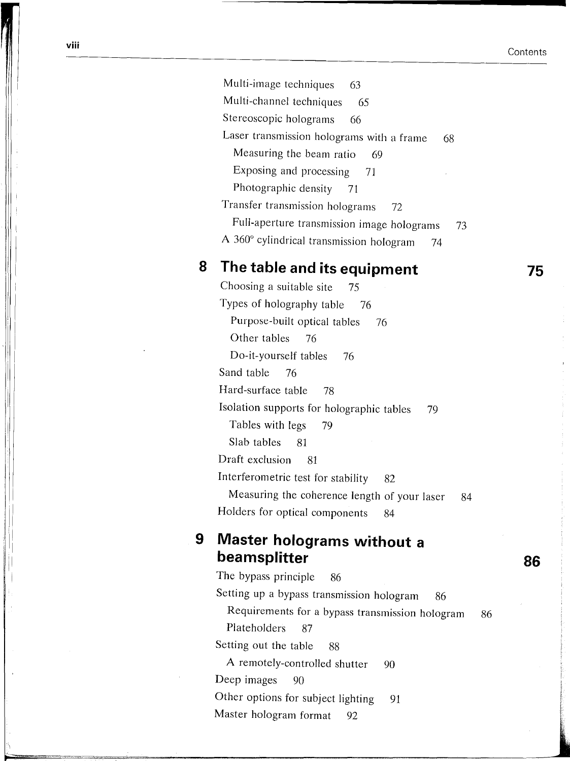Multi-image techniques 63
Multi-channel techniques 65
Stereoscopic holograms 66
Laser transmission holograms with a frame 68
  Measuring the beam ratio 69
  Exposing and processing 71
  Photographic density 71
Transfer transmission holograms 72
  Full-aperture transmission image holograms 73
A 360° cylindrical transmission hologram 74

## 8 The table and its equipment — 75

Choosing a suitable site 75
Types of holography table 76
  Purpose-built optical tables 76
  Other tables 76
  Do-it-yourself tables 76
Sand table 76
Hard-surface table 78
Isolation supports for holographic tables 79
  Tables with legs 79
  Slab tables 81
Draft exclusion 81
Interferometric test for stability 82
  Measuring the coherence length of your laser 84
Holders for optical components 84

## 9 Master holograms without a beamsplitter — 86

The bypass principle 86
Setting up a bypass transmission hologram 86
  Requirements for a bypass transmission hologram 86
  Plateholders 87
Setting out the table 88
  A remotely-controlled shutter 90
Deep images 90
Other options for subject lighting 91
Master hologram format 92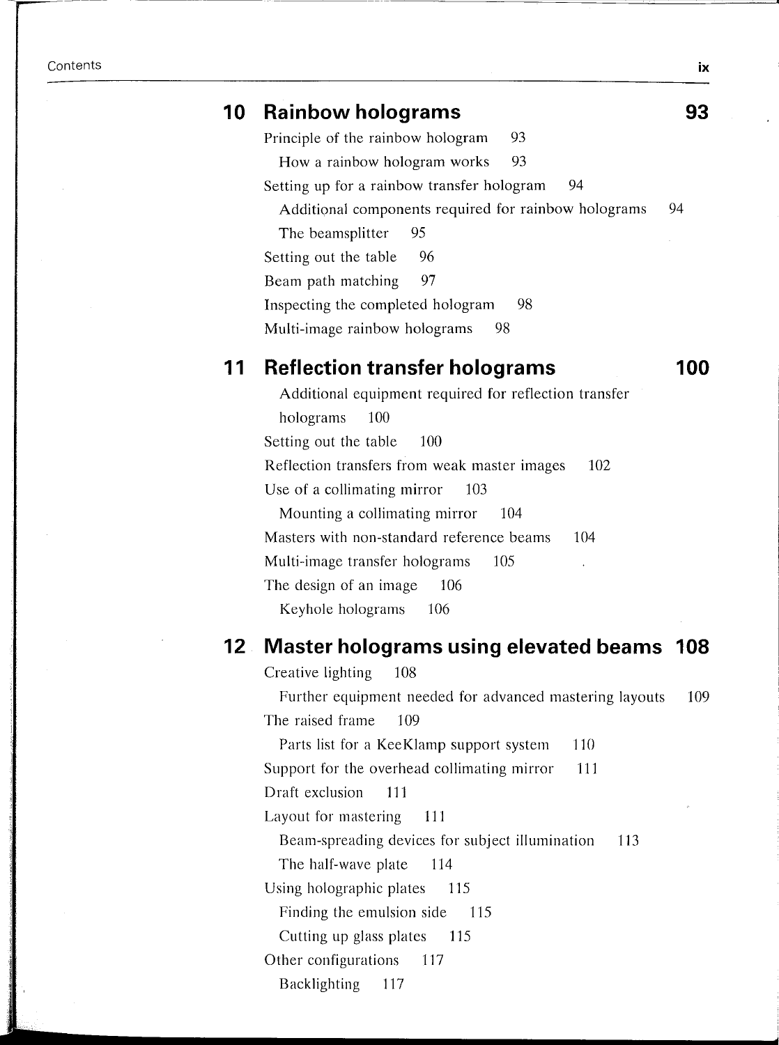## 10 Rainbow holograms 93

Principle of the rainbow hologram 93

- How a rainbow hologram works 93

Setting up for a rainbow transfer hologram 94

- Additional components required for rainbow holograms 94
- The beamsplitter 95

Setting out the table 96

Beam path matching 97

Inspecting the completed hologram 98

Multi-image rainbow holograms 98

## 11 Reflection transfer holograms 100

- Additional equipment required for reflection transfer holograms 100

Setting out the table 100

Reflection transfers from weak master images 102

Use of a collimating mirror 103

- Mounting a collimating mirror 104

Masters with non-standard reference beams 104

Multi-image transfer holograms 105

The design of an image 106

- Keyhole holograms 106

## 12 Master holograms using elevated beams 108

Creative lighting 108

- Further equipment needed for advanced mastering layouts 109

The raised frame 109

- Parts list for a KeeKlamp support system 110

Support for the overhead collimating mirror 111

Draft exclusion 111

Layout for mastering 111

- Beam-spreading devices for subject illumination 113
- The half-wave plate 114

Using holographic plates 115

- Finding the emulsion side 115
- Cutting up glass plates 115

Other configurations 117

- Backlighting 117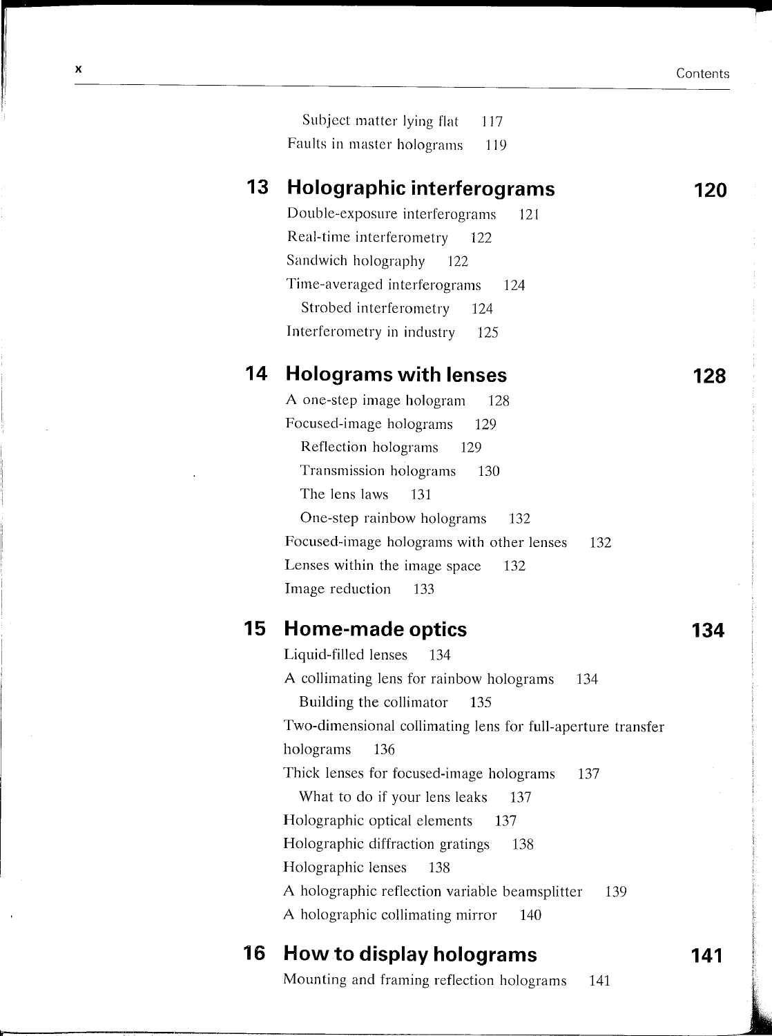Subject matter lying flat 117

Faults in master holograms 119

## 13 Holographic interferograms 120

Double-exposure interferograms 121

Real-time interferometry 122

Sandwich holography 122

Time-averaged interferograms 124

Strobed interferometry 124

Interferometry in industry 125

## 14 Holograms with lenses 128

A one-step image hologram 128

Focused-image holograms 129

Reflection holograms 129

Transmission holograms 130

The lens laws 131

One-step rainbow holograms 132

Focused-image holograms with other lenses 132

Lenses within the image space 132

Image reduction 133

## 15 Home-made optics 134

Liquid-filled lenses 134

A collimating lens for rainbow holograms 134

Building the collimator 135

Two-dimensional collimating lens for full-aperture transfer holograms 136

Thick lenses for focused-image holograms 137

What to do if your lens leaks 137

Holographic optical elements 137

Holographic diffraction gratings 138

Holographic lenses 138

A holographic reflection variable beamsplitter 139

A holographic collimating mirror 140

## 16 How to display holograms 141

Mounting and framing reflection holograms 141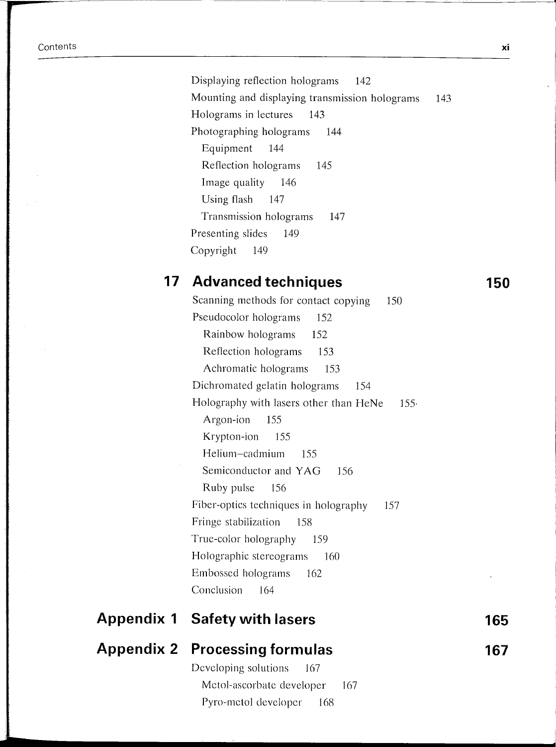Displaying reflection holograms 142
Mounting and displaying transmission holograms 143
Holograms in lectures 143
Photographing holograms 144
- Equipment 144
- Reflection holograms 145
- Image quality 146
- Using flash 147
- Transmission holograms 147

Presenting slides 149
Copyright 149

## 17 Advanced techniques 150

Scanning methods for contact copying 150
Pseudocolor holograms 152
- Rainbow holograms 152
- Reflection holograms 153
- Achromatic holograms 153

Dichromated gelatin holograms 154
Holography with lasers other than HeNe 155
- Argon-ion 155
- Krypton-ion 155
- Helium–cadmium 155
- Semiconductor and YAG 156
- Ruby pulse 156

Fiber-optics techniques in holography 157
Fringe stabilization 158
True-color holography 159
Holographic stereograms 160
Embossed holograms 162
Conclusion 164

## Appendix 1 Safety with lasers 165

## Appendix 2 Processing formulas 167

Developing solutions 167
- Metol-ascorbate developer 167
- Pyro-metol developer 168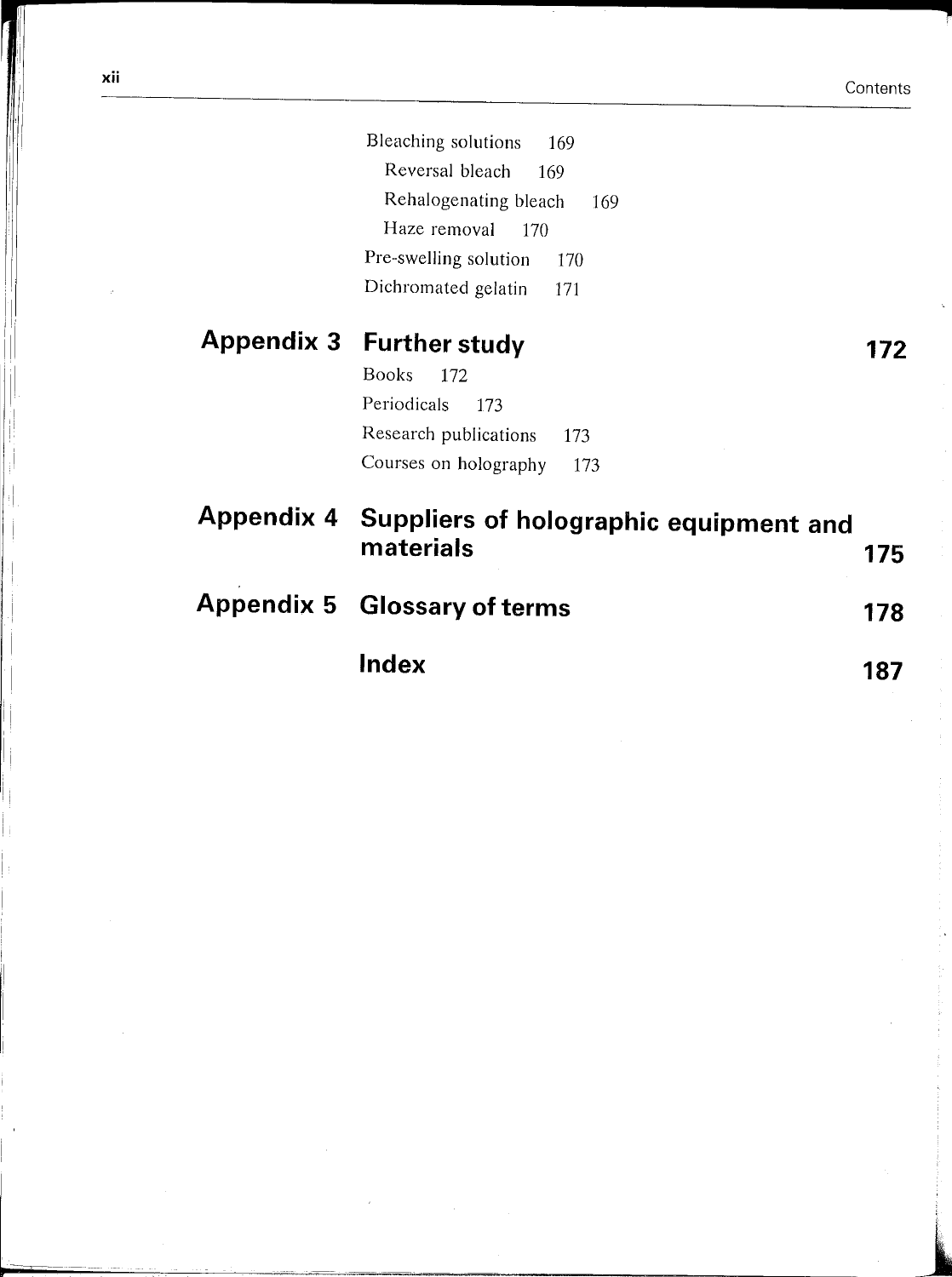Bleaching solutions 169

Reversal bleach 169

Rehalogenating bleach 169

Haze removal 170

Pre-swelling solution 170

Dichromated gelatin 171

## Appendix 3 Further study 172

Books 172

Periodicals 173

Research publications 173

Courses on holography 173

## Appendix 4 Suppliers of holographic equipment and materials 175

## Appendix 5 Glossary of terms 178

## Index 187